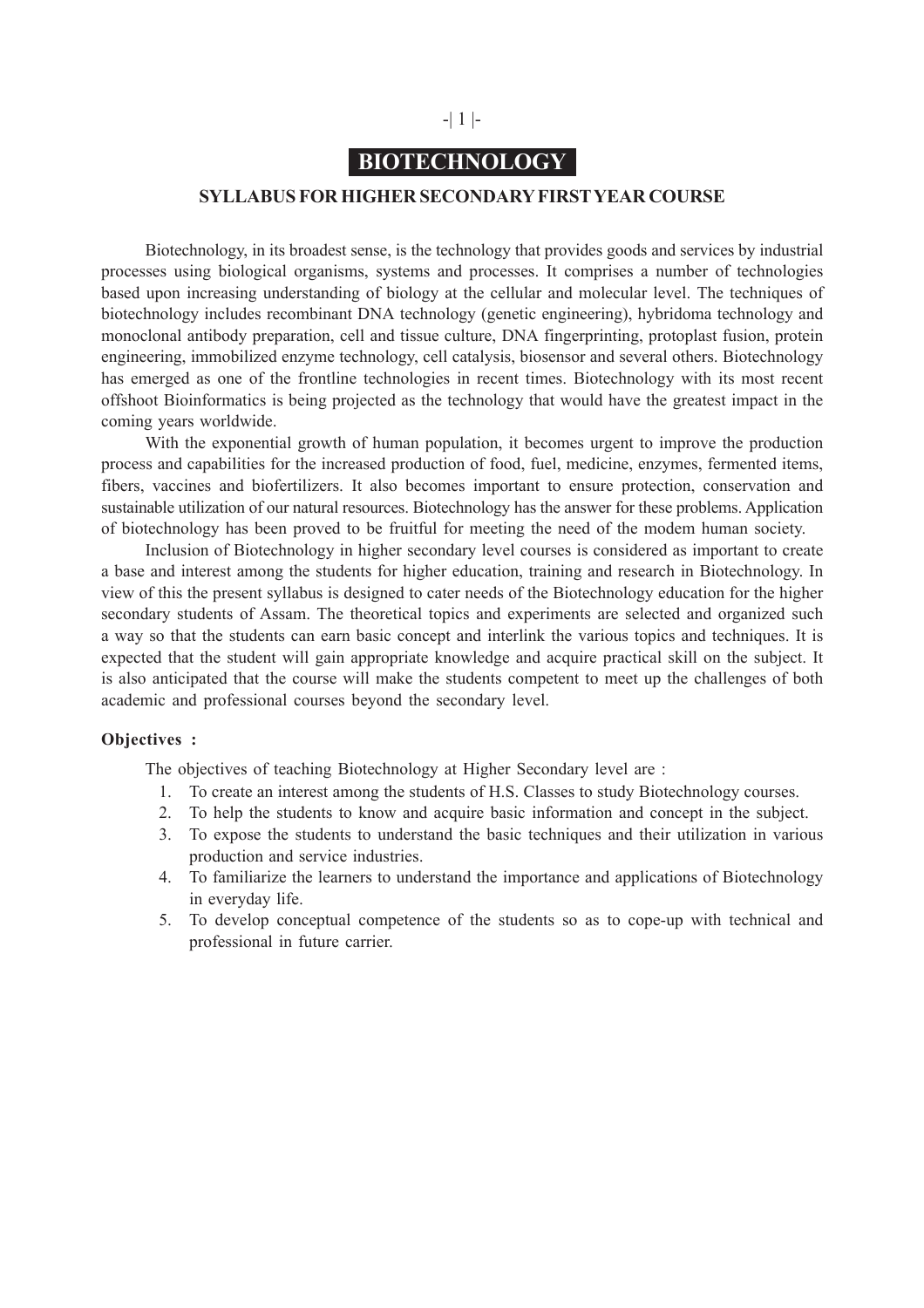# BIOTECHNOLOGY

## SYLLABUS FOR HIGHER SECONDARY FIRST YEAR COURSE

Biotechnology, in its broadest sense, is the technology that provides goods and services by industrial processes using biological organisms, systems and processes. It comprises a number of technologies based upon increasing understanding of biology at the cellular and molecular level. The techniques of biotechnology includes recombinant DNA technology (genetic engineering), hybridoma technology and monoclonal antibody preparation, cell and tissue culture, DNA fingerprinting, protoplast fusion, protein engineering, immobilized enzyme technology, cell catalysis, biosensor and several others. Biotechnology has emerged as one of the frontline technologies in recent times. Biotechnology with its most recent offshoot Bioinformatics is being projected as the technology that would have the greatest impact in the coming years worldwide.

With the exponential growth of human population, it becomes urgent to improve the production process and capabilities for the increased production of food, fuel, medicine, enzymes, fermented items, fibers, vaccines and biofertilizers. It also becomes important to ensure protection, conservation and sustainable utilization of our natural resources. Biotechnology has the answer for these problems. Application of biotechnology has been proved to be fruitful for meeting the need of the modem human society.

Inclusion of Biotechnology in higher secondary level courses is considered as important to create a base and interest among the students for higher education, training and research in Biotechnology. In view of this the present syllabus is designed to cater needs of the Biotechnology education for the higher secondary students of Assam. The theoretical topics and experiments are selected and organized such a way so that the students can earn basic concept and interlink the various topics and techniques. It is expected that the student will gain appropriate knowledge and acquire practical skill on the subject. It is also anticipated that the course will make the students competent to meet up the challenges of both academic and professional courses beyond the secondary level.

**Objectives :**

The objectives of teaching Biotechnology at Higher Secondary level are :

1. To create an interest among the students of H.S. Classes to study Biotechnology courses.
2. To help the students to know and acquire basic information and concept in the subject.
3. To expose the students to understand the basic techniques and their utilization in various production and service industries.
4. To familiarize the learners to understand the importance and applications of Biotechnology in everyday life.
5. To develop conceptual competence of the students so as to cope-up with technical and professional in future carrier.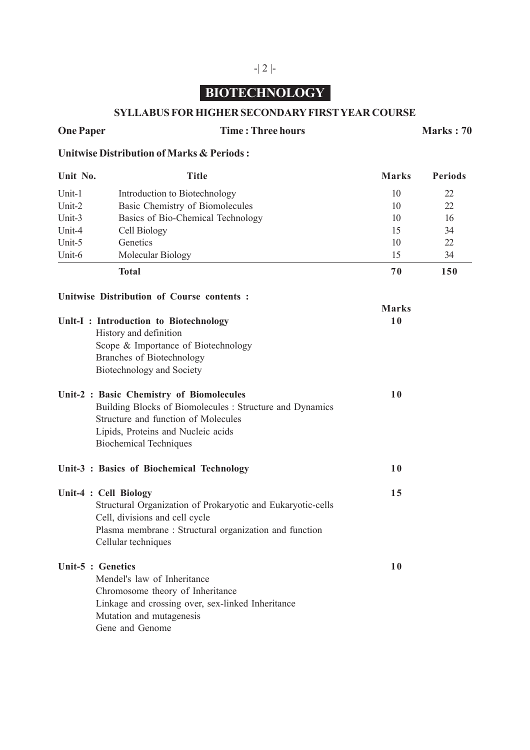# BIOTECHNOLOGY

## SYLLABUS FOR HIGHER SECONDARY FIRST YEAR COURSE

**One Paper** **Time : Three hours** **Marks : 70**

**Unitwise Distribution of Marks & Periods :**

| Unit No. | Title | Marks | Periods |
|---|---|---|---|
| Unit-1 | Introduction to Biotechnology | 10 | 22 |
| Unit-2 | Basic Chemistry of Biomolecules | 10 | 22 |
| Unit-3 | Basics of Bio-Chemical Technology | 10 | 16 |
| Unit-4 | Cell Biology | 15 | 34 |
| Unit-5 | Genetics | 10 | 22 |
| Unit-6 | Molecular Biology | 15 | 34 |
| | **Total** | **70** | **150** |

**Unitwise Distribution of Course contents :**

| | Marks |
|---|---|
| **Unlt-I : Introduction to Biotechnology** | **10** |
| History and definition<br>Scope & Importance of Biotechnology<br>Branches of Biotechnology<br>Biotechnology and Society | |
| **Unit-2 : Basic Chemistry of Biomolecules** | **10** |
| Building Blocks of Biomolecules : Structure and Dynamics<br>Structure and function of Molecules<br>Lipids, Proteins and Nucleic acids<br>Biochemical Techniques | |
| **Unit-3 : Basics of Biochemical Technology** | **10** |
| **Unit-4 : Cell Biology** | **15** |
| Structural Organization of Prokaryotic and Eukaryotic-cells<br>Cell, divisions and cell cycle<br>Plasma membrane : Structural organization and function<br>Cellular techniques | |
| **Unit-5 : Genetics** | **10** |
| Mendel's law of Inheritance<br>Chromosome theory of Inheritance<br>Linkage and crossing over, sex-linked Inheritance<br>Mutation and mutagenesis<br>Gene and Genome | |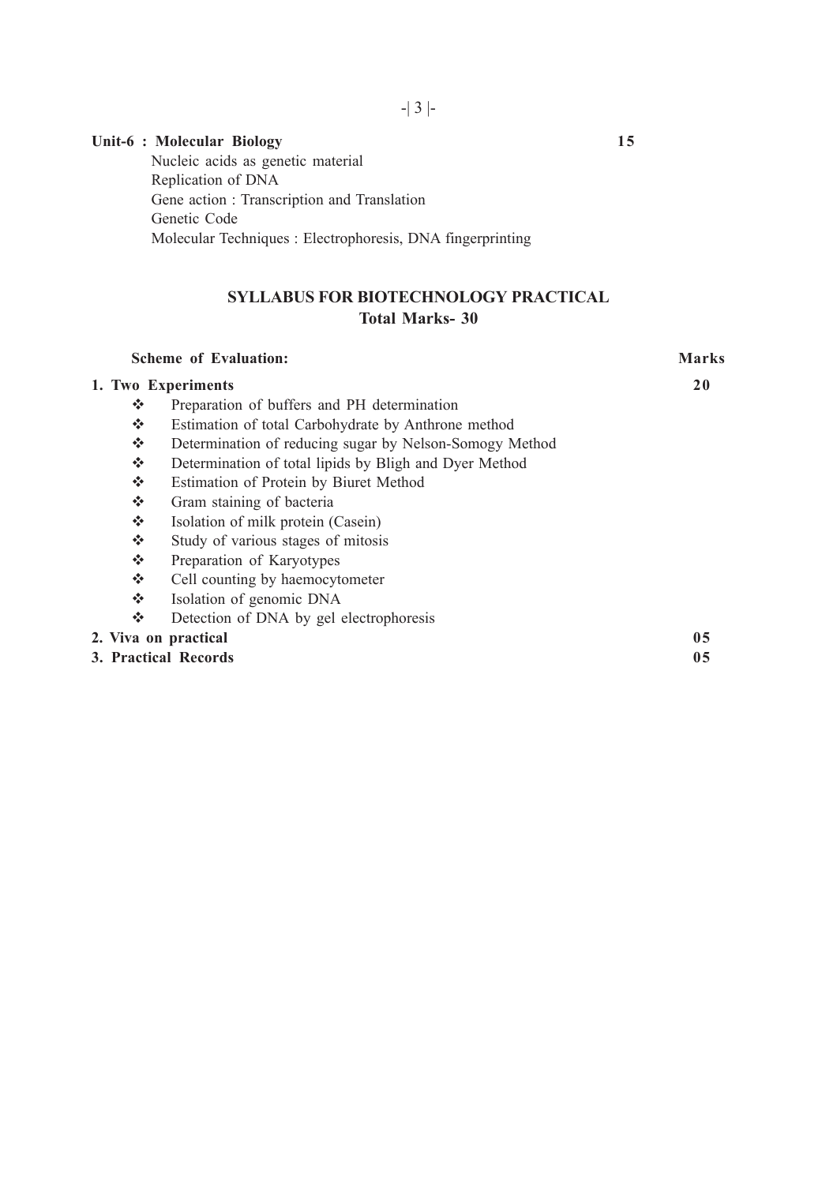**Unit-6 : Molecular Biology** **15**

Nucleic acids as genetic material
Replication of DNA
Gene action : Transcription and Translation
Genetic Code
Molecular Techniques : Electrophoresis, DNA fingerprinting

## SYLLABUS FOR BIOTECHNOLOGY PRACTICAL

### Total Marks- 30

| **Scheme of Evaluation:** | **Marks** |
|---|---|
| **1. Two Experiments** | **20** |
| ❖ Preparation of buffers and PH determination | |
| ❖ Estimation of total Carbohydrate by Anthrone method | |
| ❖ Determination of reducing sugar by Nelson-Somogy Method | |
| ❖ Determination of total lipids by Bligh and Dyer Method | |
| ❖ Estimation of Protein by Biuret Method | |
| ❖ Gram staining of bacteria | |
| ❖ Isolation of milk protein (Casein) | |
| ❖ Study of various stages of mitosis | |
| ❖ Preparation of Karyotypes | |
| ❖ Cell counting by haemocytometer | |
| ❖ Isolation of genomic DNA | |
| ❖ Detection of DNA by gel electrophoresis | |
| **2. Viva on practical** | **05** |
| **3. Practical Records** | **05** |